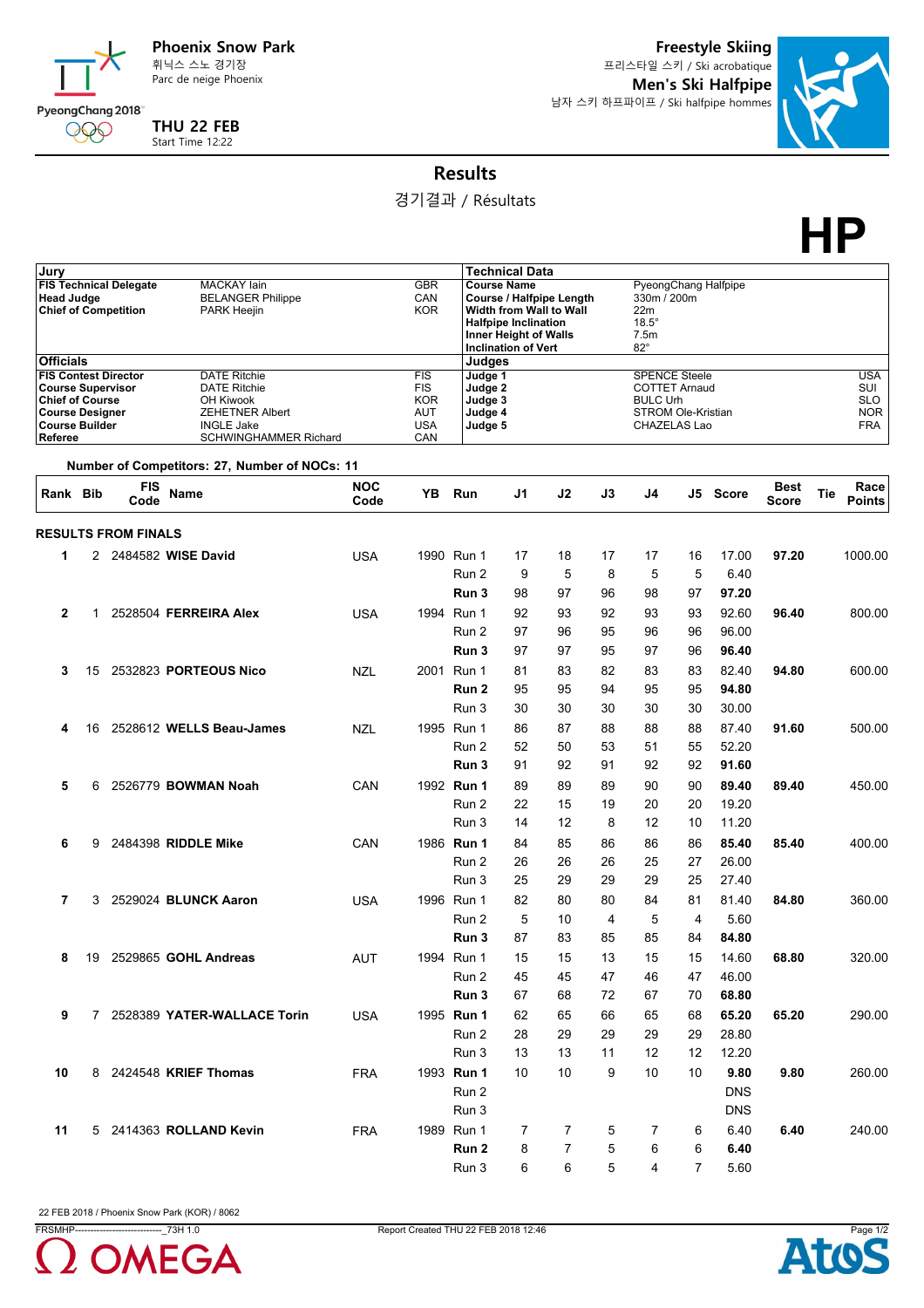# Phoenix Snow Park

휘닉스 스노 경기장
Parc de neige Phoenix

**THU 22 FEB**
Start Time 12:22

## Freestyle Skiing

프리스타일 스키 / Ski acrobatique

## Men's Ski Halfpipe

남자 스키 하프파이프 / Ski halfpipe hommes

# Results

경기결과 / Résultats

**HP**

| Jury | | |
|---|---|---|
| **FIS Technical Delegate** | MACKAY Iain | GBR |
| **Head Judge** | BELANGER Philippe | CAN |
| **Chief of Competition** | PARK Heejin | KOR |

| Officials | | |
|---|---|---|
| **FIS Contest Director** | DATE Ritchie | FIS |
| **Course Supervisor** | DATE Ritchie | FIS |
| **Chief of Course** | OH Kiwook | KOR |
| **Course Designer** | ZEHETNER Albert | AUT |
| **Course Builder** | INGLE Jake | USA |
| **Referee** | SCHWINGHAMMER Richard | CAN |

| Technical Data | |
|---|---|
| **Course Name** | PyeongChang Halfpipe |
| **Course / Halfpipe Length** | 330m / 200m |
| **Width from Wall to Wall** | 22m |
| **Halfpipe Inclination** | 18.5° |
| **Inner Height of Walls** | 7.5m |
| **Inclination of Vert** | 82° |

| Judges | | |
|---|---|---|
| **Judge 1** | SPENCE Steele | USA |
| **Judge 2** | COTTET Arnaud | SUI |
| **Judge 3** | BULC Urh | SLO |
| **Judge 4** | STROM Ole-Kristian | NOR |
| **Judge 5** | CHAZELAS Lao | FRA |

**Number of Competitors: 27, Number of NOCs: 11**

| Rank | Bib | FIS Code | Name | NOC Code | YB | Run | J1 | J2 | J3 | J4 | J5 | Score | Best Score | Tie | Race Points |
|---|---|---|---|---|---|---|---|---|---|---|---|---|---|---|---|
| **RESULTS FROM FINALS** | | | | | | | | | | | | | | | |
| 1 | 2 | 2484582 | **WISE David** | USA | 1990 | Run 1 | 17 | 18 | 17 | 17 | 16 | 17.00 | **97.20** | | 1000.00 |
| | | | | | | Run 2 | 9 | 5 | 8 | 5 | 5 | 6.40 | | | |
| | | | | | | **Run 3** | 98 | 97 | 96 | 98 | 97 | **97.20** | | | |
| 2 | 1 | 2528504 | **FERREIRA Alex** | USA | 1994 | Run 1 | 92 | 93 | 92 | 93 | 93 | 92.60 | **96.40** | | 800.00 |
| | | | | | | Run 2 | 97 | 96 | 95 | 96 | 96 | 96.00 | | | |
| | | | | | | **Run 3** | 97 | 97 | 95 | 97 | 96 | **96.40** | | | |
| 3 | 15 | 2532823 | **PORTEOUS Nico** | NZL | 2001 | Run 1 | 81 | 83 | 82 | 83 | 83 | 82.40 | **94.80** | | 600.00 |
| | | | | | | **Run 2** | 95 | 95 | 94 | 95 | 95 | **94.80** | | | |
| | | | | | | Run 3 | 30 | 30 | 30 | 30 | 30 | 30.00 | | | |
| 4 | 16 | 2528612 | **WELLS Beau-James** | NZL | 1995 | Run 1 | 86 | 87 | 88 | 88 | 88 | 87.40 | **91.60** | | 500.00 |
| | | | | | | Run 2 | 52 | 50 | 53 | 51 | 55 | 52.20 | | | |
| | | | | | | **Run 3** | 91 | 92 | 91 | 92 | 92 | **91.60** | | | |
| 5 | 6 | 2526779 | **BOWMAN Noah** | CAN | 1992 | **Run 1** | 89 | 89 | 89 | 90 | 90 | **89.40** | **89.40** | | 450.00 |
| | | | | | | Run 2 | 22 | 15 | 19 | 20 | 20 | 19.20 | | | |
| | | | | | | Run 3 | 14 | 12 | 8 | 12 | 10 | 11.20 | | | |
| 6 | 9 | 2484398 | **RIDDLE Mike** | CAN | 1986 | **Run 1** | 84 | 85 | 86 | 86 | 86 | **85.40** | **85.40** | | 400.00 |
| | | | | | | Run 2 | 26 | 26 | 26 | 25 | 27 | 26.00 | | | |
| | | | | | | Run 3 | 25 | 29 | 29 | 29 | 25 | 27.40 | | | |
| 7 | 3 | 2529024 | **BLUNCK Aaron** | USA | 1996 | Run 1 | 82 | 80 | 80 | 84 | 81 | 81.40 | **84.80** | | 360.00 |
| | | | | | | Run 2 | 5 | 10 | 4 | 5 | 4 | 5.60 | | | |
| | | | | | | **Run 3** | 87 | 83 | 85 | 85 | 84 | **84.80** | | | |
| 8 | 19 | 2529865 | **GOHL Andreas** | AUT | 1994 | Run 1 | 15 | 15 | 13 | 15 | 15 | 14.60 | **68.80** | | 320.00 |
| | | | | | | Run 2 | 45 | 45 | 47 | 46 | 47 | 46.00 | | | |
| | | | | | | **Run 3** | 67 | 68 | 72 | 67 | 70 | **68.80** | | | |
| 9 | 7 | 2528389 | **YATER-WALLACE Torin** | USA | 1995 | **Run 1** | 62 | 65 | 66 | 65 | 68 | **65.20** | **65.20** | | 290.00 |
| | | | | | | Run 2 | 28 | 29 | 29 | 29 | 29 | 28.80 | | | |
| | | | | | | Run 3 | 13 | 13 | 11 | 12 | 12 | 12.20 | | | |
| 10 | 8 | 2424548 | **KRIEF Thomas** | FRA | 1993 | **Run 1** | 10 | 10 | 9 | 10 | 10 | **9.80** | **9.80** | | 260.00 |
| | | | | | | Run 2 | | | | | | DNS | | | |
| | | | | | | Run 3 | | | | | | DNS | | | |
| 11 | 5 | 2414363 | **ROLLAND Kevin** | FRA | 1989 | Run 1 | 7 | 7 | 5 | 7 | 6 | 6.40 | **6.40** | | 240.00 |
| | | | | | | **Run 2** | 8 | 7 | 5 | 6 | 6 | **6.40** | | | |
| | | | | | | Run 3 | 6 | 6 | 5 | 4 | 7 | 5.60 | | | |

22 FEB 2018 / Phoenix Snow Park (KOR) / 8062

FRSMHP----------------------------_73H 1.0 Report Created THU 22 FEB 2018 12:46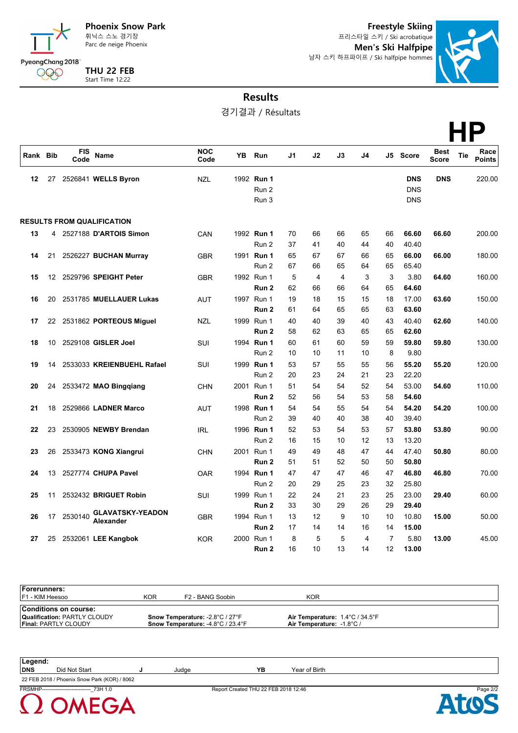**Phoenix Snow Park**
휘닉스 스노 경기장
Parc de neige Phoenix

PyeongChang 2018

**THU 22 FEB**
Start Time 12:22

**Freestyle Skiing**
프리스타일 스키 / Ski acrobatique
**Men's Ski Halfpipe**
남자 스키 하프파이프 / Ski halfpipe hommes

## Results

경기결과 / Résultats

# HP

| Rank | Bib | FIS Code | Name | NOC Code | YB | Run | J1 | J2 | J3 | J4 | J5 | Score | Best Score | Tie | Race Points |
|---|---|---|---|---|---|---|---|---|---|---|---|---|---|---|---|
| 12 | 27 | 2526841 | **WELLS Byron** | NZL | 1992 | **Run 1** | | | | | | **DNS** | **DNS** | | 220.00 |
| | | | | | | Run 2 | | | | | | DNS | | | |
| | | | | | | Run 3 | | | | | | DNS | | | |
| **RESULTS FROM QUALIFICATION** | | | | | | | | | | | | | | | |
| 13 | 4 | 2527188 | **D'ARTOIS Simon** | CAN | 1992 | **Run 1** | 70 | 66 | 66 | 65 | 66 | **66.60** | **66.60** | | 200.00 |
| | | | | | | Run 2 | 37 | 41 | 40 | 44 | 40 | 40.40 | | | |
| 14 | 21 | 2526227 | **BUCHAN Murray** | GBR | 1991 | **Run 1** | 65 | 67 | 67 | 66 | 65 | **66.00** | **66.00** | | 180.00 |
| | | | | | | Run 2 | 67 | 66 | 65 | 64 | 65 | 65.40 | | | |
| 15 | 12 | 2529796 | **SPEIGHT Peter** | GBR | 1992 | Run 1 | 5 | 4 | 4 | 3 | 3 | 3.80 | **64.60** | | 160.00 |
| | | | | | | **Run 2** | 62 | 66 | 66 | 64 | 65 | **64.60** | | | |
| 16 | 20 | 2531785 | **MUELLAUER Lukas** | AUT | 1997 | Run 1 | 19 | 18 | 15 | 15 | 18 | 17.00 | **63.60** | | 150.00 |
| | | | | | | **Run 2** | 61 | 64 | 65 | 65 | 63 | **63.60** | | | |
| 17 | 22 | 2531862 | **PORTEOUS Miguel** | NZL | 1999 | Run 1 | 40 | 40 | 39 | 40 | 43 | 40.40 | **62.60** | | 140.00 |
| | | | | | | **Run 2** | 58 | 62 | 63 | 65 | 65 | **62.60** | | | |
| 18 | 10 | 2529108 | **GISLER Joel** | SUI | 1994 | **Run 1** | 60 | 61 | 60 | 59 | 59 | **59.80** | **59.80** | | 130.00 |
| | | | | | | Run 2 | 10 | 10 | 11 | 10 | 8 | 9.80 | | | |
| 19 | 14 | 2533033 | **KREIENBUEHL Rafael** | SUI | 1999 | **Run 1** | 53 | 57 | 55 | 55 | 56 | **55.20** | **55.20** | | 120.00 |
| | | | | | | Run 2 | 20 | 23 | 24 | 21 | 23 | 22.20 | | | |
| 20 | 24 | 2533472 | **MAO Bingqiang** | CHN | 2001 | Run 1 | 51 | 54 | 54 | 52 | 54 | 53.00 | **54.60** | | 110.00 |
| | | | | | | **Run 2** | 52 | 56 | 54 | 53 | 58 | **54.60** | | | |
| 21 | 18 | 2529866 | **LADNER Marco** | AUT | 1998 | **Run 1** | 54 | 54 | 55 | 54 | 54 | **54.20** | **54.20** | | 100.00 |
| | | | | | | Run 2 | 39 | 40 | 40 | 38 | 40 | 39.40 | | | |
| 22 | 23 | 2530905 | **NEWBY Brendan** | IRL | 1996 | **Run 1** | 52 | 53 | 54 | 53 | 57 | **53.80** | **53.80** | | 90.00 |
| | | | | | | Run 2 | 16 | 15 | 10 | 12 | 13 | 13.20 | | | |
| 23 | 26 | 2533473 | **KONG Xiangrui** | CHN | 2001 | Run 1 | 49 | 49 | 48 | 47 | 44 | 47.40 | **50.80** | | 80.00 |
| | | | | | | **Run 2** | 51 | 51 | 52 | 50 | 50 | **50.80** | | | |
| 24 | 13 | 2527774 | **CHUPA Pavel** | OAR | 1994 | **Run 1** | 47 | 47 | 47 | 46 | 47 | **46.80** | **46.80** | | 70.00 |
| | | | | | | Run 2 | 20 | 29 | 25 | 23 | 32 | 25.80 | | | |
| 25 | 11 | 2532432 | **BRIGUET Robin** | SUI | 1999 | Run 1 | 22 | 24 | 21 | 23 | 25 | 23.00 | **29.40** | | 60.00 |
| | | | | | | **Run 2** | 33 | 30 | 29 | 26 | 29 | **29.40** | | | |
| 26 | 17 | 2530140 | **GLAVATSKY-YEADON Alexander** | GBR | 1994 | Run 1 | 13 | 12 | 9 | 10 | 10 | 10.80 | **15.00** | | 50.00 |
| | | | | | | **Run 2** | 17 | 14 | 14 | 16 | 14 | **15.00** | | | |
| 27 | 25 | 2532061 | **LEE Kangbok** | KOR | 2000 | Run 1 | 8 | 5 | 5 | 4 | 7 | 5.80 | **13.00** | | 45.00 |
| | | | | | | **Run 2** | 16 | 10 | 13 | 14 | 12 | **13.00** | | | |

**Forerunners:**
F1 - KIM Heesoo KOR F2 - BANG Soobin KOR

**Conditions on course:**

| | | |
|---|---|---|
| **Qualification:** PARTLY CLOUDY | **Snow Temperature:** -2.8°C / 27°F | **Air Temperature:** 1.4°C / 34.5°F |
| **Final:** PARTLY CLOUDY | **Snow Temperature:** -4.8°C / 23.4°F | **Air Temperature:** -1.8°C / |

**Legend:**

| | | | |
|---|---|---|---|
| **DNS** Did Not Start | **J** Judge | **YB** Year of Birth | |

22 FEB 2018 / Phoenix Snow Park (KOR) / 8062

FRSMHP---------------------------_73H 1.0 Report Created THU 22 FEB 2018 12:46

OMEGA Atos